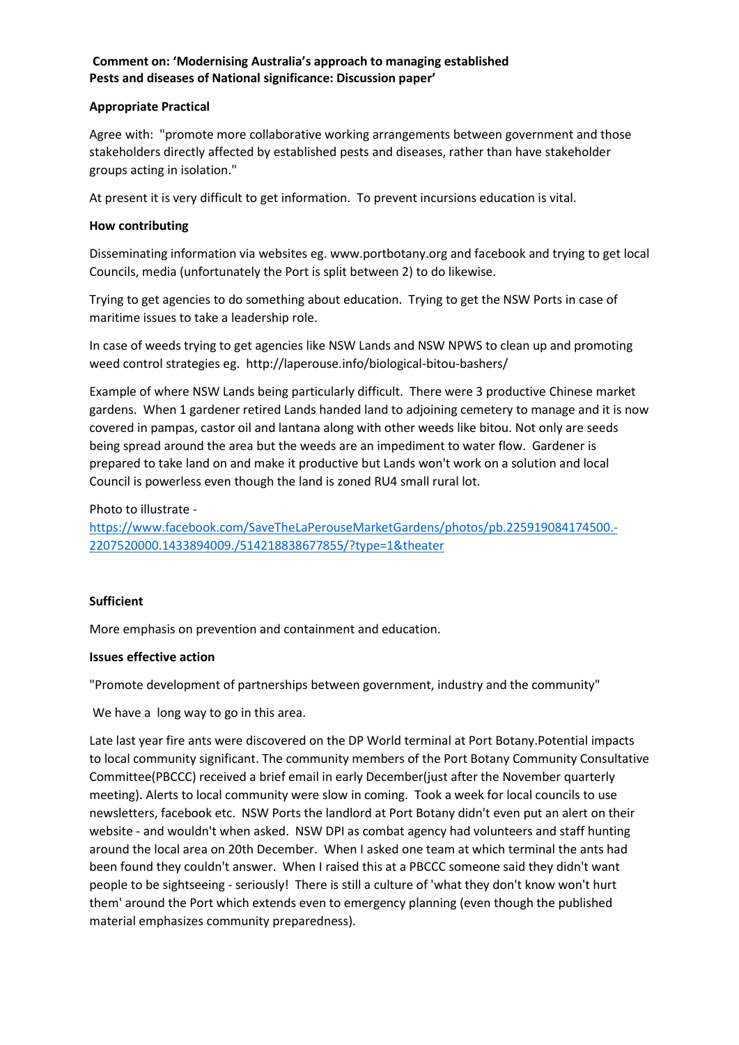**Comment on: 'Modernising Australia's approach to managing established Pests and diseases of National significance: Discussion paper'**

**Appropriate Practical**

Agree with: "promote more collaborative working arrangements between government and those stakeholders directly affected by established pests and diseases, rather than have stakeholder groups acting in isolation."

At present it is very difficult to get information. To prevent incursions education is vital.

**How contributing**

Disseminating information via websites eg. www.portbotany.org and facebook and trying to get local Councils, media (unfortunately the Port is split between 2) to do likewise.

Trying to get agencies to do something about education. Trying to get the NSW Ports in case of maritime issues to take a leadership role.

In case of weeds trying to get agencies like NSW Lands and NSW NPWS to clean up and promoting weed control strategies eg. http://laperouse.info/biological-bitou-bashers/

Example of where NSW Lands being particularly difficult. There were 3 productive Chinese market gardens. When 1 gardener retired Lands handed land to adjoining cemetery to manage and it is now covered in pampas, castor oil and lantana along with other weeds like bitou. Not only are seeds being spread around the area but the weeds are an impediment to water flow. Gardener is prepared to take land on and make it productive but Lands won't work on a solution and local Council is powerless even though the land is zoned RU4 small rural lot.

Photo to illustrate - https://www.facebook.com/SaveTheLaPerouseMarketGardens/photos/pb.225919084174500.-2207520000.1433894009./514218838677855/?type=1&theater

**Sufficient**

More emphasis on prevention and containment and education.

**Issues effective action**

"Promote development of partnerships between government, industry and the community"

We have a long way to go in this area.

Late last year fire ants were discovered on the DP World terminal at Port Botany.Potential impacts to local community significant. The community members of the Port Botany Community Consultative Committee(PBCCC) received a brief email in early December(just after the November quarterly meeting). Alerts to local community were slow in coming. Took a week for local councils to use newsletters, facebook etc. NSW Ports the landlord at Port Botany didn't even put an alert on their website - and wouldn't when asked. NSW DPI as combat agency had volunteers and staff hunting around the local area on 20th December. When I asked one team at which terminal the ants had been found they couldn't answer. When I raised this at a PBCCC someone said they didn't want people to be sightseeing - seriously! There is still a culture of 'what they don't know won't hurt them' around the Port which extends even to emergency planning (even though the published material emphasizes community preparedness).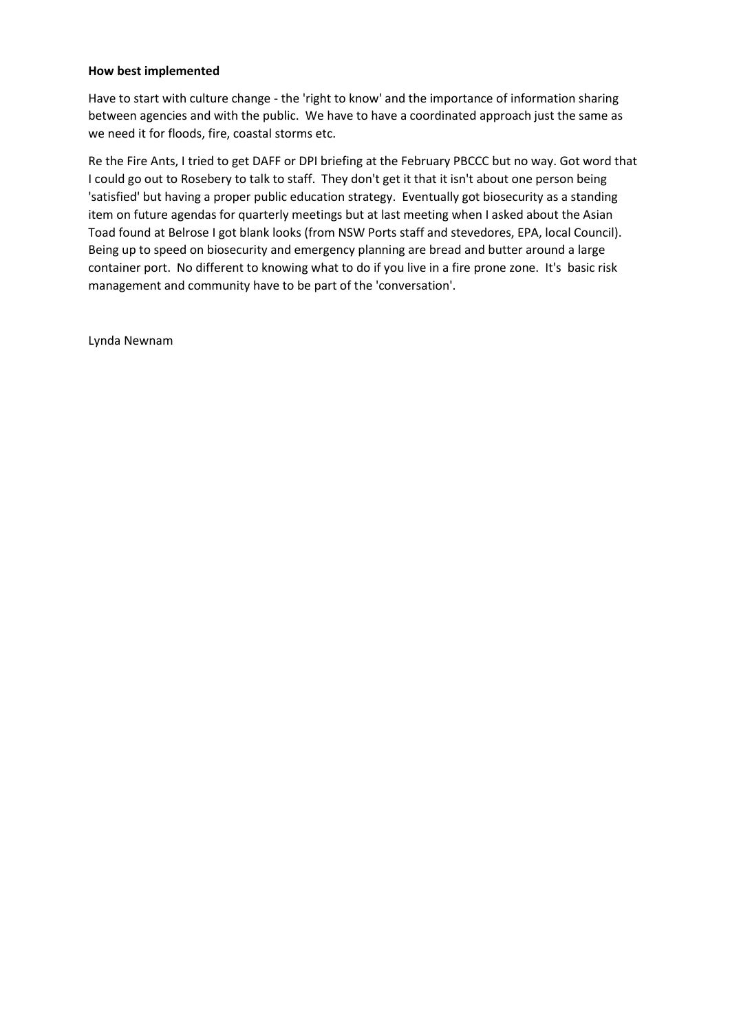**How best implemented**

Have to start with culture change - the 'right to know' and the importance of information sharing between agencies and with the public. We have to have a coordinated approach just the same as we need it for floods, fire, coastal storms etc.

Re the Fire Ants, I tried to get DAFF or DPI briefing at the February PBCCC but no way. Got word that I could go out to Rosebery to talk to staff. They don't get it that it isn't about one person being 'satisfied' but having a proper public education strategy. Eventually got biosecurity as a standing item on future agendas for quarterly meetings but at last meeting when I asked about the Asian Toad found at Belrose I got blank looks (from NSW Ports staff and stevedores, EPA, local Council). Being up to speed on biosecurity and emergency planning are bread and butter around a large container port. No different to knowing what to do if you live in a fire prone zone. It's basic risk management and community have to be part of the 'conversation'.

Lynda Newnam